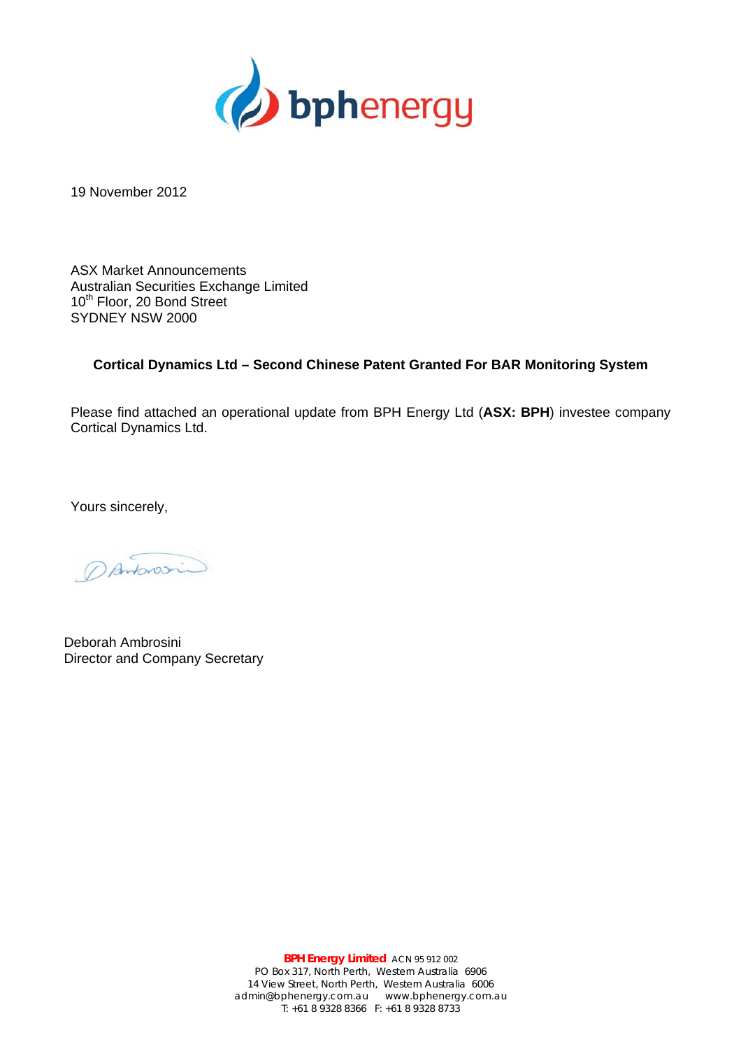19 November 2012

ASX Market Announcements
Australian Securities Exchange Limited
10th Floor, 20 Bond Street
SYDNEY NSW 2000

**Cortical Dynamics Ltd – Second Chinese Patent Granted For BAR Monitoring System**

Please find attached an operational update from BPH Energy Ltd (**ASX: BPH**) investee company Cortical Dynamics Ltd.

Yours sincerely,

Deborah Ambrosini
Director and Company Secretary

**BPH Energy Limited** ACN 95 912 002
PO Box 317, North Perth, Western Australia 6906
14 View Street, North Perth, Western Australia 6006
admin@bphenergy.com.au www.bphenergy.com.au
T: +61 8 9328 8366 F: +61 8 9328 8733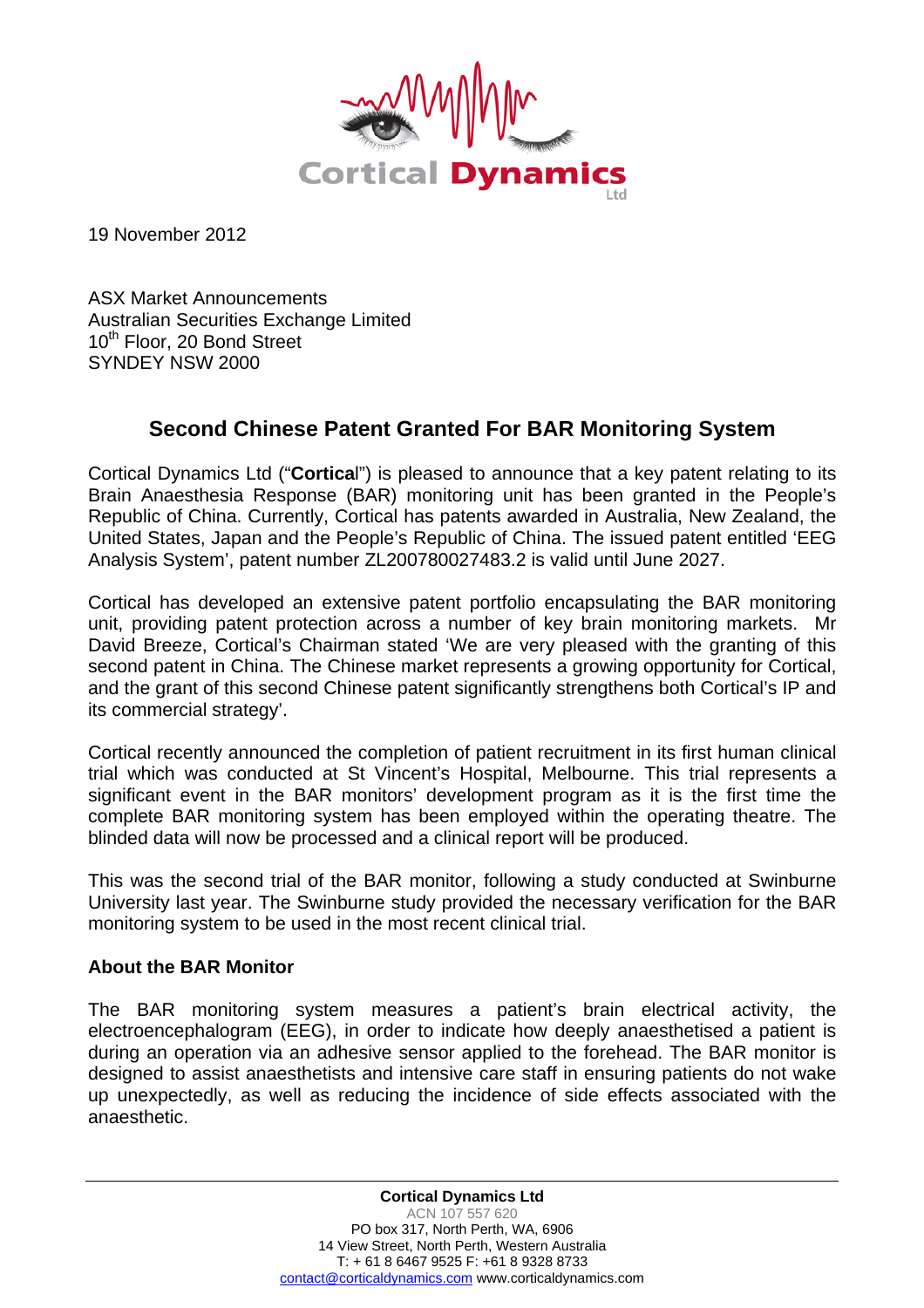19 November 2012

ASX Market Announcements
Australian Securities Exchange Limited
10th Floor, 20 Bond Street
SYNDEY NSW 2000

## Second Chinese Patent Granted For BAR Monitoring System

Cortical Dynamics Ltd ("**Cortica**l") is pleased to announce that a key patent relating to its Brain Anaesthesia Response (BAR) monitoring unit has been granted in the People's Republic of China. Currently, Cortical has patents awarded in Australia, New Zealand, the United States, Japan and the People's Republic of China. The issued patent entitled 'EEG Analysis System', patent number ZL200780027483.2 is valid until June 2027.

Cortical has developed an extensive patent portfolio encapsulating the BAR monitoring unit, providing patent protection across a number of key brain monitoring markets. Mr David Breeze, Cortical's Chairman stated 'We are very pleased with the granting of this second patent in China. The Chinese market represents a growing opportunity for Cortical, and the grant of this second Chinese patent significantly strengthens both Cortical's IP and its commercial strategy'.

Cortical recently announced the completion of patient recruitment in its first human clinical trial which was conducted at St Vincent's Hospital, Melbourne. This trial represents a significant event in the BAR monitors' development program as it is the first time the complete BAR monitoring system has been employed within the operating theatre. The blinded data will now be processed and a clinical report will be produced.

This was the second trial of the BAR monitor, following a study conducted at Swinburne University last year. The Swinburne study provided the necessary verification for the BAR monitoring system to be used in the most recent clinical trial.

### About the BAR Monitor

The BAR monitoring system measures a patient's brain electrical activity, the electroencephalogram (EEG), in order to indicate how deeply anaesthetised a patient is during an operation via an adhesive sensor applied to the forehead. The BAR monitor is designed to assist anaesthetists and intensive care staff in ensuring patients do not wake up unexpectedly, as well as reducing the incidence of side effects associated with the anaesthetic.

**Cortical Dynamics Ltd**
ACN 107 557 620
PO box 317, North Perth, WA, 6906
14 View Street, North Perth, Western Australia
T: + 61 8 6467 9525 F: +61 8 9328 8733
contact@corticaldynamics.com www.corticaldynamics.com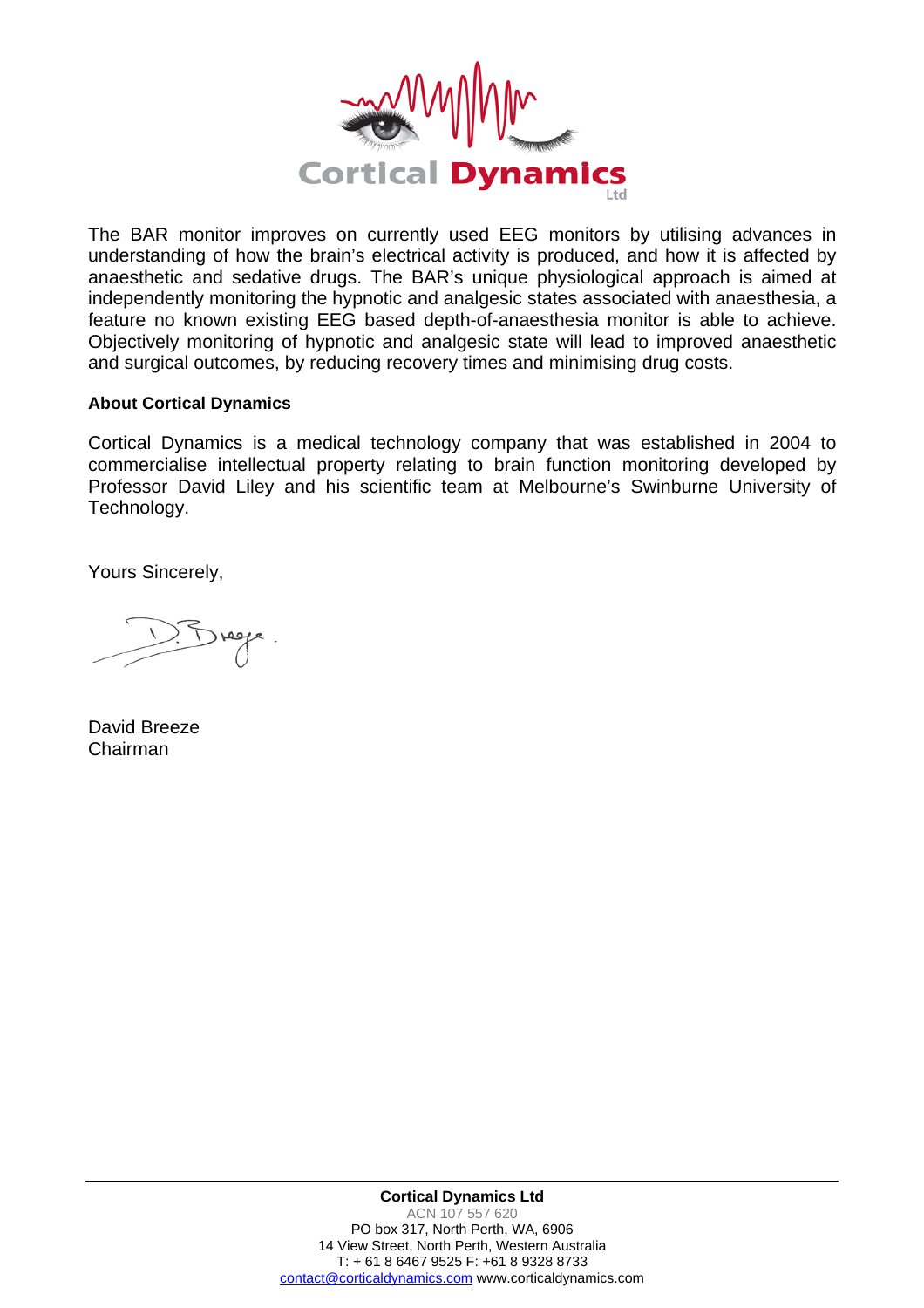The BAR monitor improves on currently used EEG monitors by utilising advances in understanding of how the brain's electrical activity is produced, and how it is affected by anaesthetic and sedative drugs. The BAR's unique physiological approach is aimed at independently monitoring the hypnotic and analgesic states associated with anaesthesia, a feature no known existing EEG based depth-of-anaesthesia monitor is able to achieve. Objectively monitoring of hypnotic and analgesic state will lead to improved anaesthetic and surgical outcomes, by reducing recovery times and minimising drug costs.

**About Cortical Dynamics**

Cortical Dynamics is a medical technology company that was established in 2004 to commercialise intellectual property relating to brain function monitoring developed by Professor David Liley and his scientific team at Melbourne's Swinburne University of Technology.

Yours Sincerely,

David Breeze
Chairman

**Cortical Dynamics Ltd**
ACN 107 557 620
PO box 317, North Perth, WA, 6906
14 View Street, North Perth, Western Australia
T: + 61 8 6467 9525 F: +61 8 9328 8733
contact@corticaldynamics.com www.corticaldynamics.com